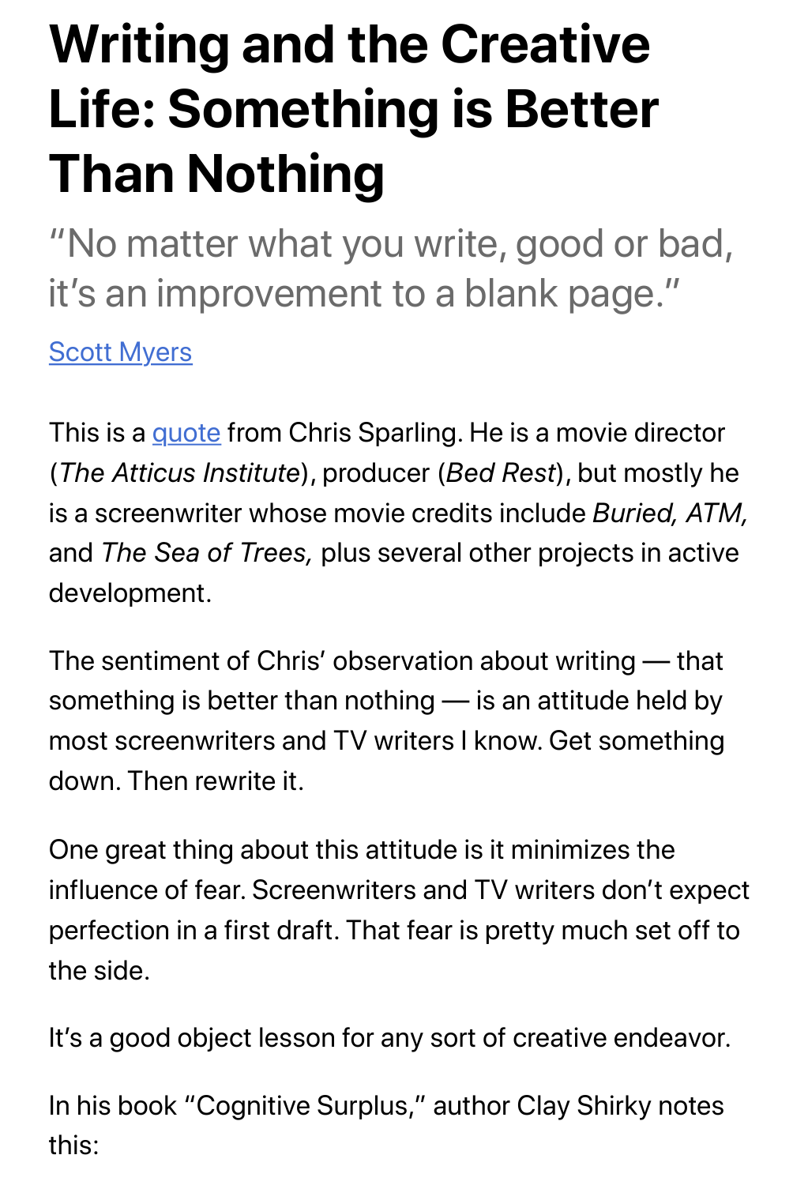# Writing and the Creative Life: Something is Better Than Nothing

"No matter what you write, good or bad, it's an improvement to a blank page."

Scott Myers

This is a quote from Chris Sparling. He is a movie director (*The Atticus Institute*), producer (*Bed Rest*), but mostly he is a screenwriter whose movie credits include *Buried, ATM,* and *The Sea of Trees,* plus several other projects in active development.

The sentiment of Chris' observation about writing — that something is better than nothing — is an attitude held by most screenwriters and TV writers I know. Get something down. Then rewrite it.

One great thing about this attitude is it minimizes the influence of fear. Screenwriters and TV writers don't expect perfection in a first draft. That fear is pretty much set off to the side.

It's a good object lesson for any sort of creative endeavor.

In his book "Cognitive Surplus," author Clay Shirky notes this: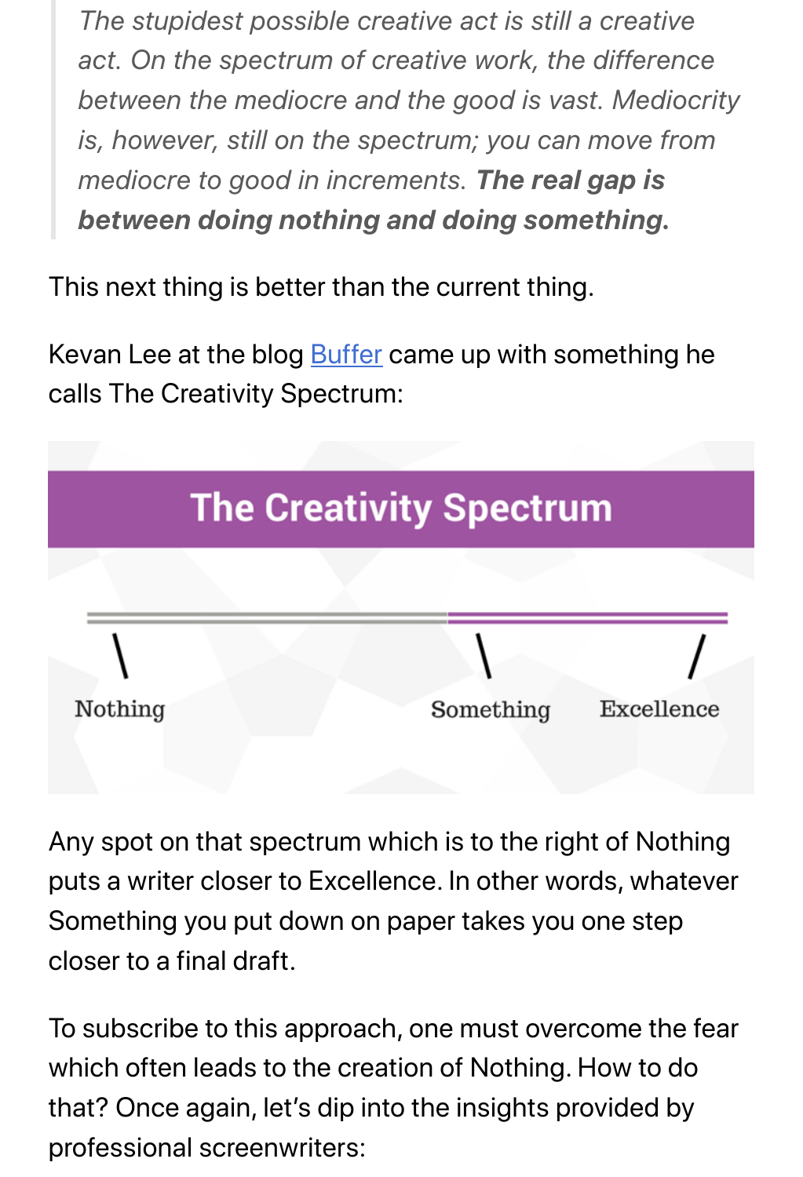> *The stupidest possible creative act is still a creative act. On the spectrum of creative work, the difference between the mediocre and the good is vast. Mediocrity is, however, still on the spectrum; you can move from mediocre to good in increments.* ***The real gap is between doing nothing and doing something.***

This next thing is better than the current thing.

Kevan Lee at the blog Buffer came up with something he calls The Creativity Spectrum:

The Creativity Spectrum

Nothing — Something — Excellence

Any spot on that spectrum which is to the right of Nothing puts a writer closer to Excellence. In other words, whatever Something you put down on paper takes you one step closer to a final draft.

To subscribe to this approach, one must overcome the fear which often leads to the creation of Nothing. How to do that? Once again, let's dip into the insights provided by professional screenwriters: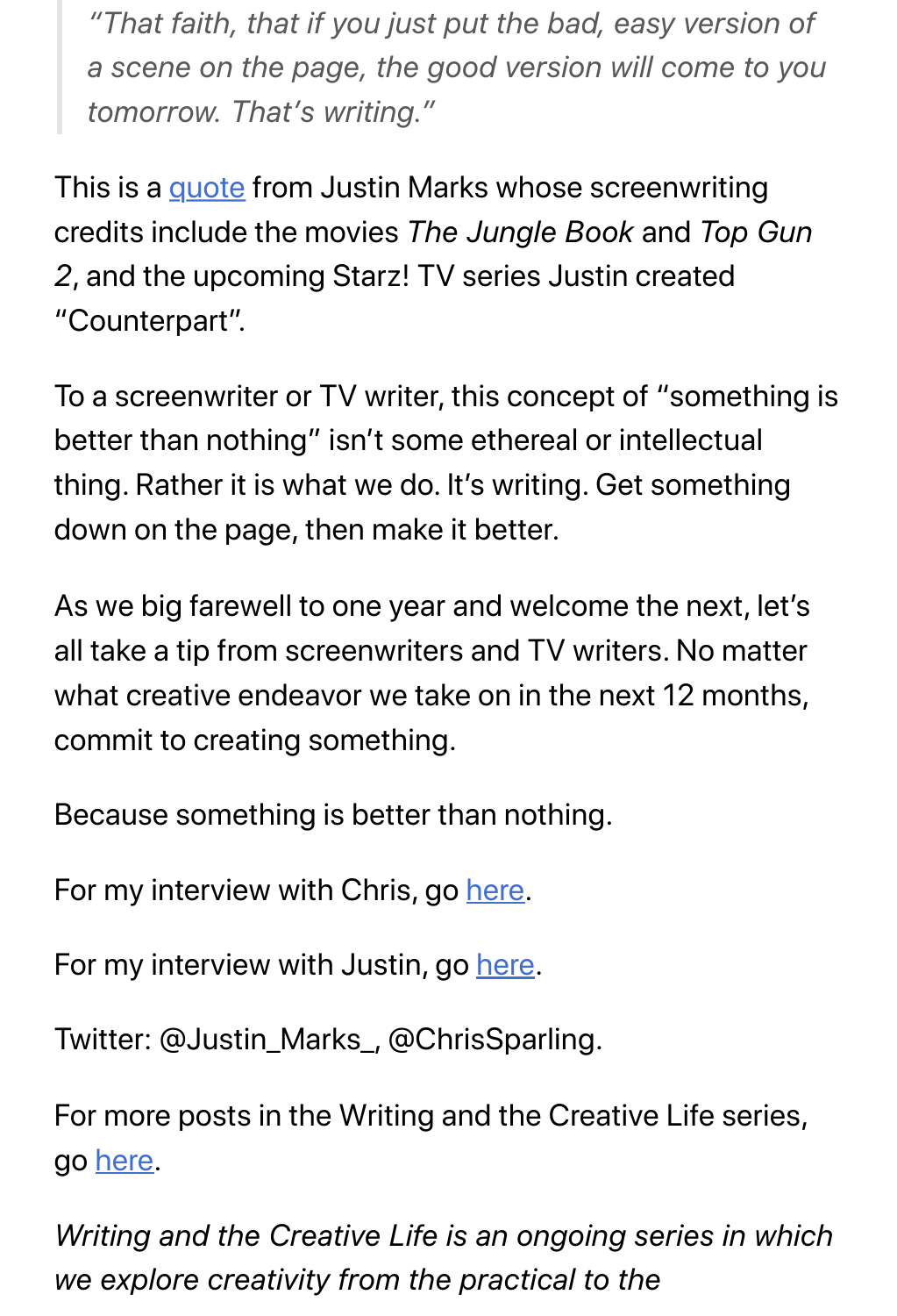> *"That faith, that if you just put the bad, easy version of a scene on the page, the good version will come to you tomorrow. That's writing."*

This is a [quote](#) from Justin Marks whose screenwriting credits include the movies *The Jungle Book* and *Top Gun 2*, and the upcoming Starz! TV series Justin created "Counterpart".

To a screenwriter or TV writer, this concept of "something is better than nothing" isn't some ethereal or intellectual thing. Rather it is what we do. It's writing. Get something down on the page, then make it better.

As we big farewell to one year and welcome the next, let's all take a tip from screenwriters and TV writers. No matter what creative endeavor we take on in the next 12 months, commit to creating something.

Because something is better than nothing.

For my interview with Chris, go [here](#).

For my interview with Justin, go [here](#).

Twitter: @Justin_Marks_, @ChrisSparling.

For more posts in the Writing and the Creative Life series, go [here](#).

*Writing and the Creative Life is an ongoing series in which we explore creativity from the practical to the*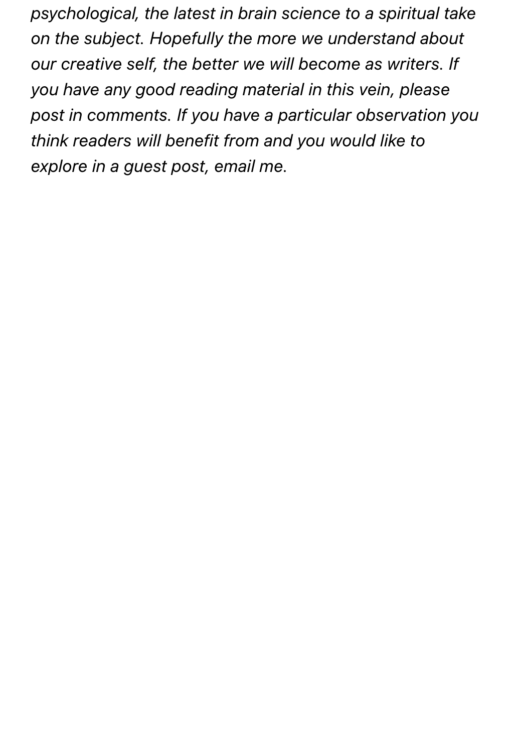*psychological, the latest in brain science to a spiritual take on the subject. Hopefully the more we understand about our creative self, the better we will become as writers. If you have any good reading material in this vein, please post in comments. If you have a particular observation you think readers will benefit from and you would like to explore in a guest post, email me.*